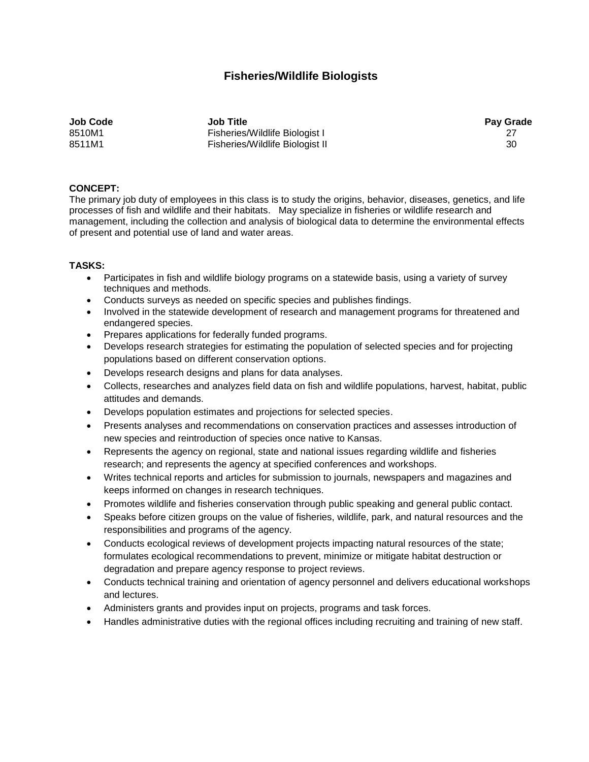# Fisheries/Wildlife Biologists

| Job Code | Job Title | Pay Grade |
|---|---|---|
| 8510M1 | Fisheries/Wildlife Biologist I | 27 |
| 8511M1 | Fisheries/Wildlife Biologist II | 30 |

**CONCEPT:**
The primary job duty of employees in this class is to study the origins, behavior, diseases, genetics, and life processes of fish and wildlife and their habitats. May specialize in fisheries or wildlife research and management, including the collection and analysis of biological data to determine the environmental effects of present and potential use of land and water areas.

**TASKS:**

- Participates in fish and wildlife biology programs on a statewide basis, using a variety of survey techniques and methods.
- Conducts surveys as needed on specific species and publishes findings.
- Involved in the statewide development of research and management programs for threatened and endangered species.
- Prepares applications for federally funded programs.
- Develops research strategies for estimating the population of selected species and for projecting populations based on different conservation options.
- Develops research designs and plans for data analyses.
- Collects, researches and analyzes field data on fish and wildlife populations, harvest, habitat, public attitudes and demands.
- Develops population estimates and projections for selected species.
- Presents analyses and recommendations on conservation practices and assesses introduction of new species and reintroduction of species once native to Kansas.
- Represents the agency on regional, state and national issues regarding wildlife and fisheries research; and represents the agency at specified conferences and workshops.
- Writes technical reports and articles for submission to journals, newspapers and magazines and keeps informed on changes in research techniques.
- Promotes wildlife and fisheries conservation through public speaking and general public contact.
- Speaks before citizen groups on the value of fisheries, wildlife, park, and natural resources and the responsibilities and programs of the agency.
- Conducts ecological reviews of development projects impacting natural resources of the state; formulates ecological recommendations to prevent, minimize or mitigate habitat destruction or degradation and prepare agency response to project reviews.
- Conducts technical training and orientation of agency personnel and delivers educational workshops and lectures.
- Administers grants and provides input on projects, programs and task forces.
- Handles administrative duties with the regional offices including recruiting and training of new staff.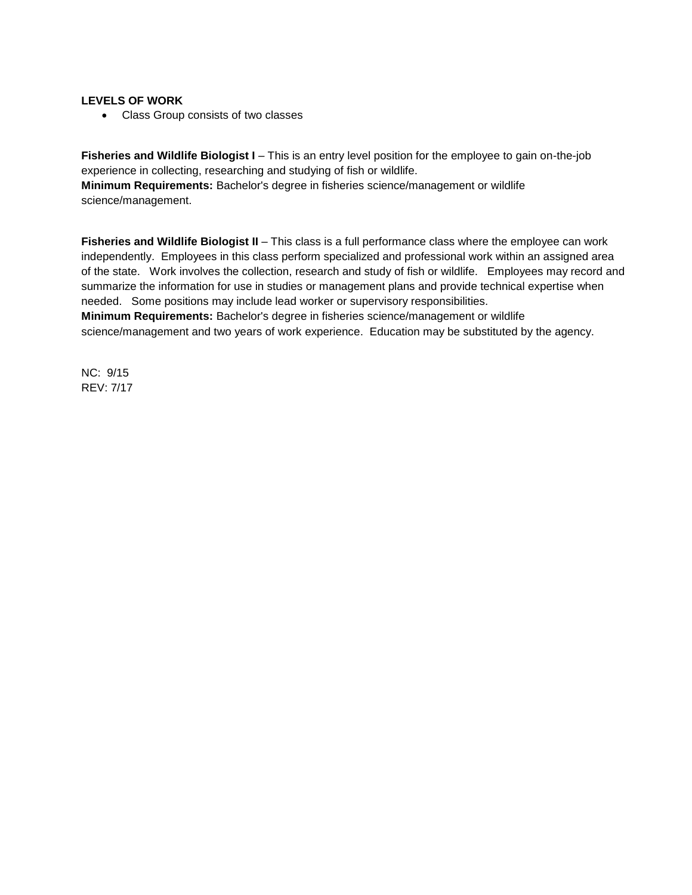**LEVELS OF WORK**

- Class Group consists of two classes

**Fisheries and Wildlife Biologist I** – This is an entry level position for the employee to gain on-the-job experience in collecting, researching and studying of fish or wildlife.
**Minimum Requirements:** Bachelor's degree in fisheries science/management or wildlife science/management.

**Fisheries and Wildlife Biologist II** – This class is a full performance class where the employee can work independently. Employees in this class perform specialized and professional work within an assigned area of the state. Work involves the collection, research and study of fish or wildlife. Employees may record and summarize the information for use in studies or management plans and provide technical expertise when needed. Some positions may include lead worker or supervisory responsibilities.
**Minimum Requirements:** Bachelor's degree in fisheries science/management or wildlife science/management and two years of work experience. Education may be substituted by the agency.

NC: 9/15
REV: 7/17